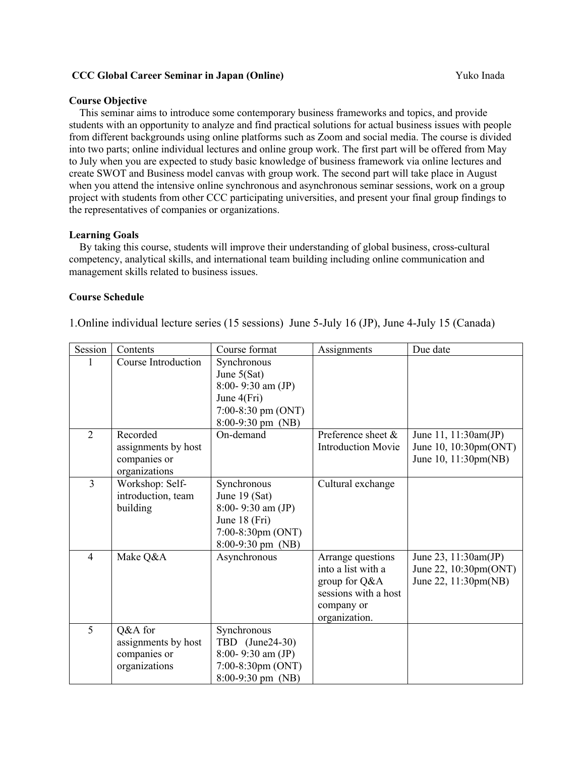**CCC Global Career Seminar in Japan (Online)** Yuko Inada

**Course Objective**

This seminar aims to introduce some contemporary business frameworks and topics, and provide students with an opportunity to analyze and find practical solutions for actual business issues with people from different backgrounds using online platforms such as Zoom and social media. The course is divided into two parts; online individual lectures and online group work. The first part will be offered from May to July when you are expected to study basic knowledge of business framework via online lectures and create SWOT and Business model canvas with group work. The second part will take place in August when you attend the intensive online synchronous and asynchronous seminar sessions, work on a group project with students from other CCC participating universities, and present your final group findings to the representatives of companies or organizations.

**Learning Goals**

By taking this course, students will improve their understanding of global business, cross-cultural competency, analytical skills, and international team building including online communication and management skills related to business issues.

**Course Schedule**

1.Online individual lecture series (15 sessions) June 5-July 16 (JP), June 4-July 15 (Canada)

| Session | Contents | Course format | Assignments | Due date |
|---|---|---|---|---|
| 1 | Course Introduction | Synchronous<br>June 5(Sat)<br>8:00- 9:30 am (JP)<br>June 4(Fri)<br>7:00-8:30 pm (ONT)<br>8:00-9:30 pm (NB) | | |
| 2 | Recorded assignments by host companies or organizations | On-demand | Preference sheet & Introduction Movie | June 11, 11:30am(JP)<br>June 10, 10:30pm(ONT)<br>June 10, 11:30pm(NB) |
| 3 | Workshop: Self-introduction, team building | Synchronous<br>June 19 (Sat)<br>8:00- 9:30 am (JP)<br>June 18 (Fri)<br>7:00-8:30pm (ONT)<br>8:00-9:30 pm (NB) | Cultural exchange | |
| 4 | Make Q&A | Asynchronous | Arrange questions into a list with a group for Q&A sessions with a host company or organization. | June 23, 11:30am(JP)<br>June 22, 10:30pm(ONT)<br>June 22, 11:30pm(NB) |
| 5 | Q&A for assignments by host companies or organizations | Synchronous<br>TBD (June24-30)<br>8:00- 9:30 am (JP)<br>7:00-8:30pm (ONT)<br>8:00-9:30 pm (NB) | | |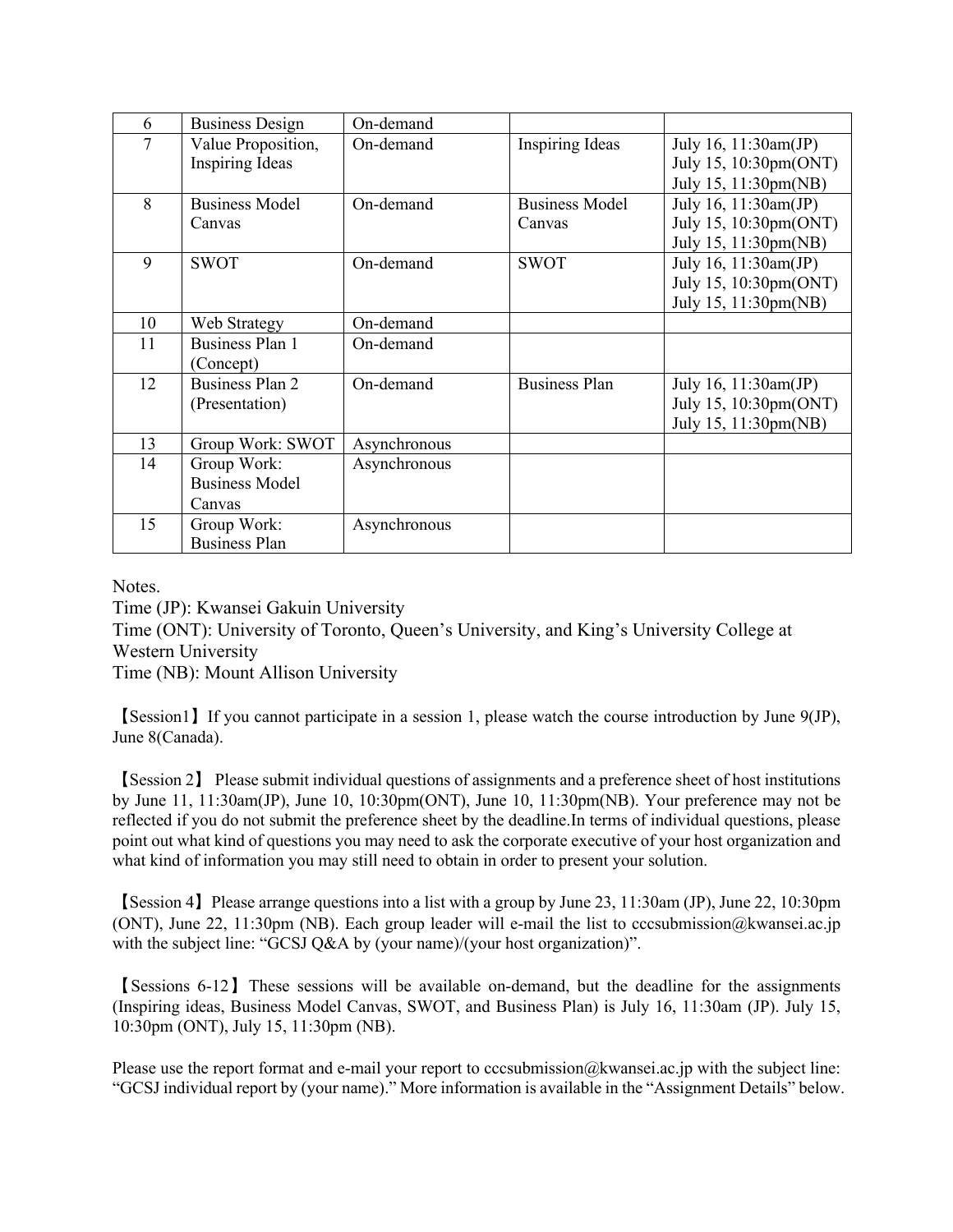| 6 | Business Design | On-demand | | |
| --- | --- | --- | --- | --- |
| 7 | Value Proposition, Inspiring Ideas | On-demand | Inspiring Ideas | July 16, 11:30am(JP)<br>July 15, 10:30pm(ONT)<br>July 15, 11:30pm(NB) |
| 8 | Business Model Canvas | On-demand | Business Model Canvas | July 16, 11:30am(JP)<br>July 15, 10:30pm(ONT)<br>July 15, 11:30pm(NB) |
| 9 | SWOT | On-demand | SWOT | July 16, 11:30am(JP)<br>July 15, 10:30pm(ONT)<br>July 15, 11:30pm(NB) |
| 10 | Web Strategy | On-demand | | |
| 11 | Business Plan 1 (Concept) | On-demand | | |
| 12 | Business Plan 2 (Presentation) | On-demand | Business Plan | July 16, 11:30am(JP)<br>July 15, 10:30pm(ONT)<br>July 15, 11:30pm(NB) |
| 13 | Group Work: SWOT | Asynchronous | | |
| 14 | Group Work: Business Model Canvas | Asynchronous | | |
| 15 | Group Work: Business Plan | Asynchronous | | |

Notes.
Time (JP): Kwansei Gakuin University
Time (ONT): University of Toronto, Queen's University, and King's University College at Western University
Time (NB): Mount Allison University

【Session1】If you cannot participate in a session 1, please watch the course introduction by June 9(JP), June 8(Canada).

【Session 2】 Please submit individual questions of assignments and a preference sheet of host institutions by June 11, 11:30am(JP), June 10, 10:30pm(ONT), June 10, 11:30pm(NB). Your preference may not be reflected if you do not submit the preference sheet by the deadline.In terms of individual questions, please point out what kind of questions you may need to ask the corporate executive of your host organization and what kind of information you may still need to obtain in order to present your solution.

【Session 4】Please arrange questions into a list with a group by June 23, 11:30am (JP), June 22, 10:30pm (ONT), June 22, 11:30pm (NB). Each group leader will e-mail the list to cccsubmission@kwansei.ac.jp with the subject line: "GCSJ Q&A by (your name)/(your host organization)".

【Sessions 6-12】These sessions will be available on-demand, but the deadline for the assignments (Inspiring ideas, Business Model Canvas, SWOT, and Business Plan) is July 16, 11:30am (JP). July 15, 10:30pm (ONT), July 15, 11:30pm (NB).

Please use the report format and e-mail your report to cccsubmission@kwansei.ac.jp with the subject line: "GCSJ individual report by (your name)." More information is available in the "Assignment Details" below.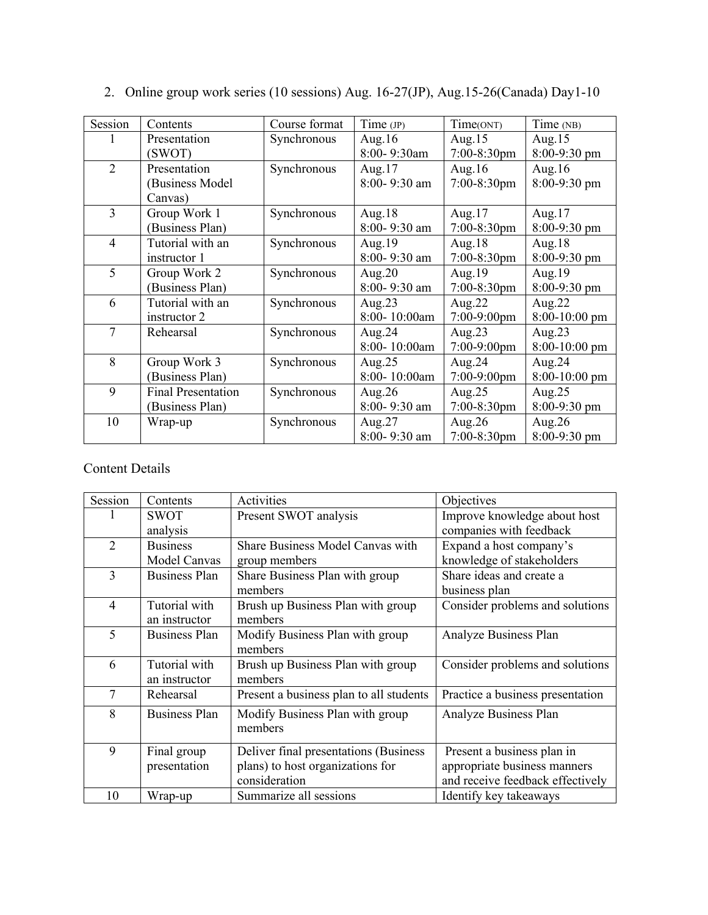2. Online group work series (10 sessions) Aug. 16-27(JP), Aug.15-26(Canada) Day1-10

| Session | Contents | Course format | Time (JP) | Time(ONT) | Time (NB) |
|---|---|---|---|---|---|
| 1 | Presentation (SWOT) | Synchronous | Aug.16 8:00- 9:30am | Aug.15 7:00-8:30pm | Aug.15 8:00-9:30 pm |
| 2 | Presentation (Business Model Canvas) | Synchronous | Aug.17 8:00- 9:30 am | Aug.16 7:00-8:30pm | Aug.16 8:00-9:30 pm |
| 3 | Group Work 1 (Business Plan) | Synchronous | Aug.18 8:00- 9:30 am | Aug.17 7:00-8:30pm | Aug.17 8:00-9:30 pm |
| 4 | Tutorial with an instructor 1 | Synchronous | Aug.19 8:00- 9:30 am | Aug.18 7:00-8:30pm | Aug.18 8:00-9:30 pm |
| 5 | Group Work 2 (Business Plan) | Synchronous | Aug.20 8:00- 9:30 am | Aug.19 7:00-8:30pm | Aug.19 8:00-9:30 pm |
| 6 | Tutorial with an instructor 2 | Synchronous | Aug.23 8:00- 10:00am | Aug.22 7:00-9:00pm | Aug.22 8:00-10:00 pm |
| 7 | Rehearsal | Synchronous | Aug.24 8:00- 10:00am | Aug.23 7:00-9:00pm | Aug.23 8:00-10:00 pm |
| 8 | Group Work 3 (Business Plan) | Synchronous | Aug.25 8:00- 10:00am | Aug.24 7:00-9:00pm | Aug.24 8:00-10:00 pm |
| 9 | Final Presentation (Business Plan) | Synchronous | Aug.26 8:00- 9:30 am | Aug.25 7:00-8:30pm | Aug.25 8:00-9:30 pm |
| 10 | Wrap-up | Synchronous | Aug.27 8:00- 9:30 am | Aug.26 7:00-8:30pm | Aug.26 8:00-9:30 pm |

Content Details

| Session | Contents | Activities | Objectives |
|---|---|---|---|
| 1 | SWOT analysis | Present SWOT analysis | Improve knowledge about host companies with feedback |
| 2 | Business Model Canvas | Share Business Model Canvas with group members | Expand a host company's knowledge of stakeholders |
| 3 | Business Plan | Share Business Plan with group members | Share ideas and create a business plan |
| 4 | Tutorial with an instructor | Brush up Business Plan with group members | Consider problems and solutions |
| 5 | Business Plan | Modify Business Plan with group members | Analyze Business Plan |
| 6 | Tutorial with an instructor | Brush up Business Plan with group members | Consider problems and solutions |
| 7 | Rehearsal | Present a business plan to all students | Practice a business presentation |
| 8 | Business Plan | Modify Business Plan with group members | Analyze Business Plan |
| 9 | Final group presentation | Deliver final presentations (Business plans) to host organizations for consideration | Present a business plan in appropriate business manners and receive feedback effectively |
| 10 | Wrap-up | Summarize all sessions | Identify key takeaways |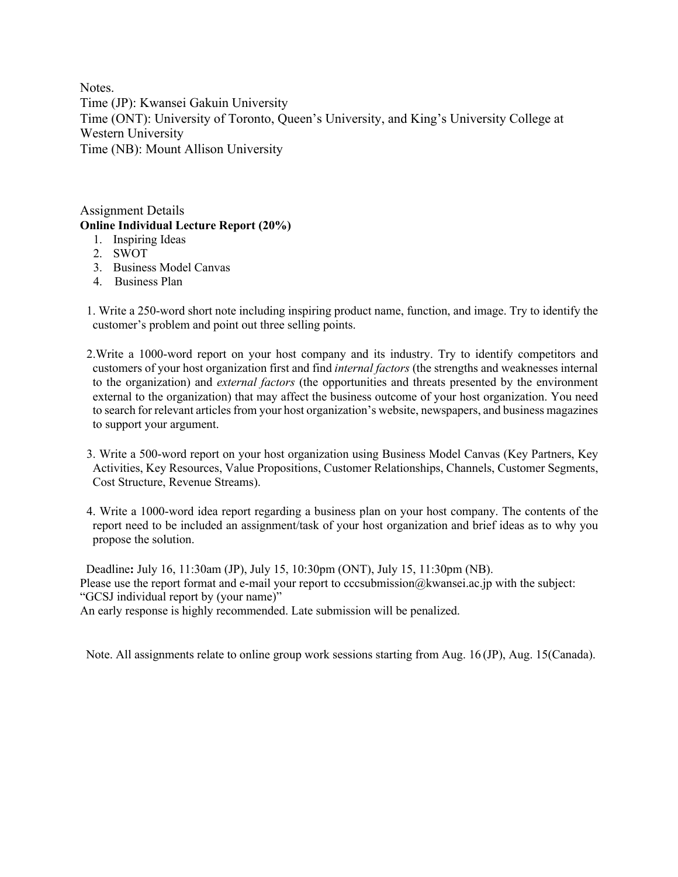Notes.
Time (JP): Kwansei Gakuin University
Time (ONT): University of Toronto, Queen's University, and King's University College at Western University
Time (NB): Mount Allison University

Assignment Details
**Online Individual Lecture Report (20%)**

1. Inspiring Ideas
2. SWOT
3. Business Model Canvas
4. Business Plan

1. Write a 250-word short note including inspiring product name, function, and image. Try to identify the customer's problem and point out three selling points.

2. Write a 1000-word report on your host company and its industry. Try to identify competitors and customers of your host organization first and find *internal factors* (the strengths and weaknesses internal to the organization) and *external factors* (the opportunities and threats presented by the environment external to the organization) that may affect the business outcome of your host organization. You need to search for relevant articles from your host organization's website, newspapers, and business magazines to support your argument.

3. Write a 500-word report on your host organization using Business Model Canvas (Key Partners, Key Activities, Key Resources, Value Propositions, Customer Relationships, Channels, Customer Segments, Cost Structure, Revenue Streams).

4. Write a 1000-word idea report regarding a business plan on your host company. The contents of the report need to be included an assignment/task of your host organization and brief ideas as to why you propose the solution.

Deadline**:** July 16, 11:30am (JP), July 15, 10:30pm (ONT), July 15, 11:30pm (NB).
Please use the report format and e-mail your report to cccsubmission@kwansei.ac.jp with the subject: "GCSJ individual report by (your name)"
An early response is highly recommended. Late submission will be penalized.

Note. All assignments relate to online group work sessions starting from Aug. 16 (JP), Aug. 15(Canada).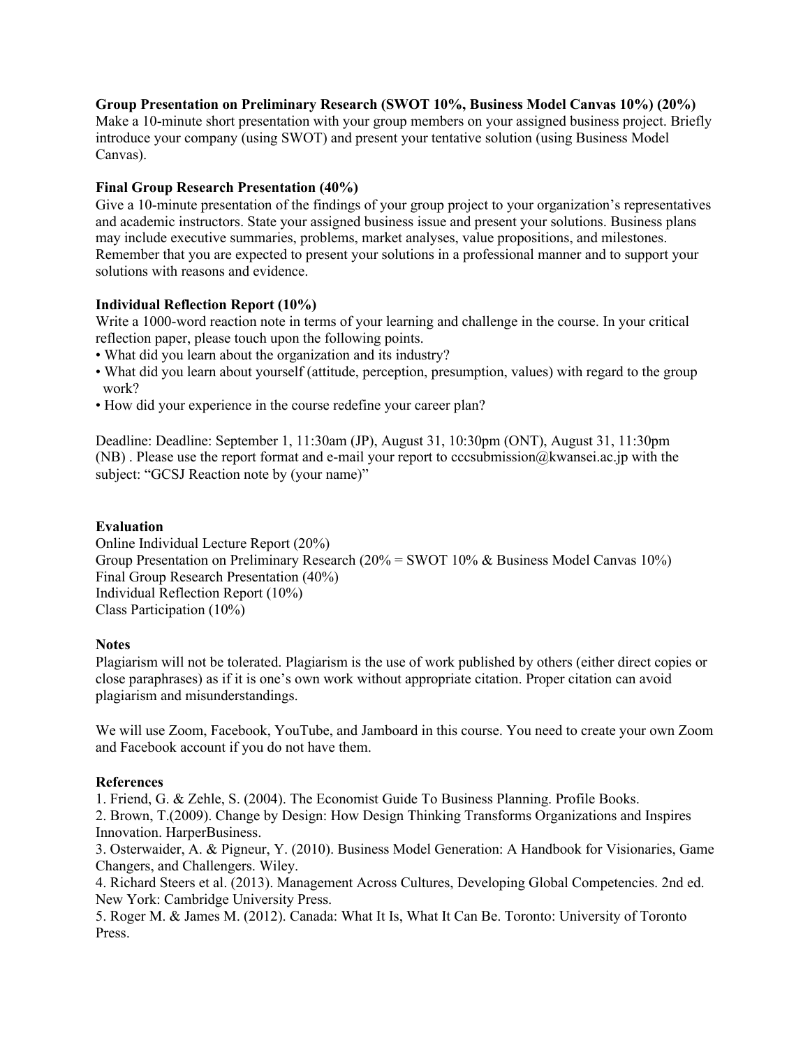**Group Presentation on Preliminary Research (SWOT 10%, Business Model Canvas 10%) (20%)**
Make a 10-minute short presentation with your group members on your assigned business project. Briefly introduce your company (using SWOT) and present your tentative solution (using Business Model Canvas).

**Final Group Research Presentation (40%)**
Give a 10-minute presentation of the findings of your group project to your organization's representatives and academic instructors. State your assigned business issue and present your solutions. Business plans may include executive summaries, problems, market analyses, value propositions, and milestones. Remember that you are expected to present your solutions in a professional manner and to support your solutions with reasons and evidence.

**Individual Reflection Report (10%)**
Write a 1000-word reaction note in terms of your learning and challenge in the course. In your critical reflection paper, please touch upon the following points.

- What did you learn about the organization and its industry?
- What did you learn about yourself (attitude, perception, presumption, values) with regard to the group work?
- How did your experience in the course redefine your career plan?

Deadline: Deadline: September 1, 11:30am (JP), August 31, 10:30pm (ONT), August 31, 11:30pm (NB) . Please use the report format and e-mail your report to cccsubmission@kwansei.ac.jp with the subject: "GCSJ Reaction note by (your name)"

**Evaluation**
Online Individual Lecture Report (20%)
Group Presentation on Preliminary Research (20% = SWOT 10% & Business Model Canvas 10%)
Final Group Research Presentation (40%)
Individual Reflection Report (10%)
Class Participation (10%)

**Notes**
Plagiarism will not be tolerated. Plagiarism is the use of work published by others (either direct copies or close paraphrases) as if it is one's own work without appropriate citation. Proper citation can avoid plagiarism and misunderstandings.

We will use Zoom, Facebook, YouTube, and Jamboard in this course. You need to create your own Zoom and Facebook account if you do not have them.

**References**

1. Friend, G. & Zehle, S. (2004). The Economist Guide To Business Planning. Profile Books.
2. Brown, T.(2009). Change by Design: How Design Thinking Transforms Organizations and Inspires Innovation. HarperBusiness.
3. Osterwaider, A. & Pigneur, Y. (2010). Business Model Generation: A Handbook for Visionaries, Game Changers, and Challengers. Wiley.
4. Richard Steers et al. (2013). Management Across Cultures, Developing Global Competencies. 2nd ed. New York: Cambridge University Press.
5. Roger M. & James M. (2012). Canada: What It Is, What It Can Be. Toronto: University of Toronto Press.